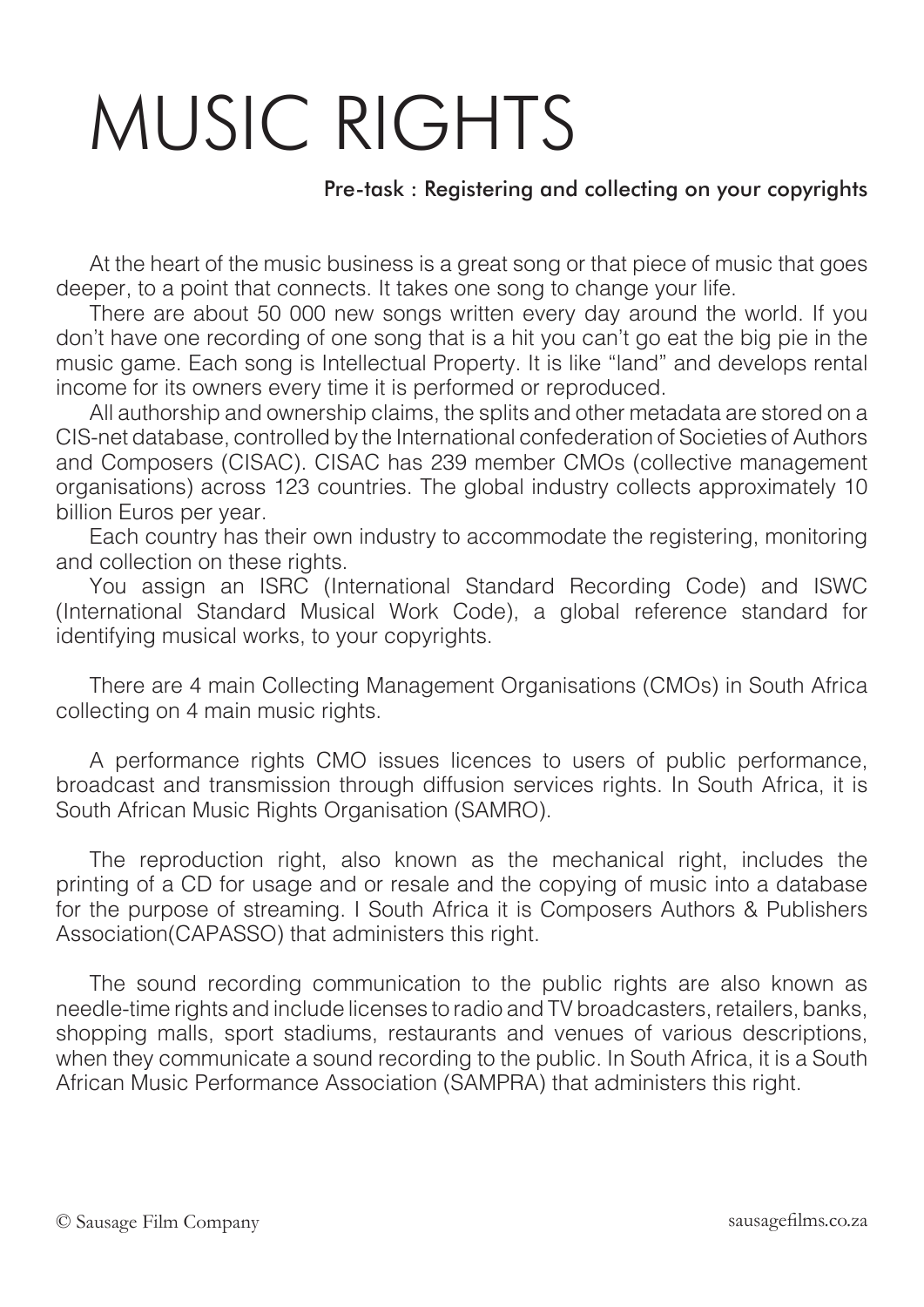# MUSIC RIGHTS

### Pre-task : Registering and collecting on your copyrights

At the heart of the music business is a great song or that piece of music that goes deeper, to a point that connects. It takes one song to change your life.

There are about 50 000 new songs written every day around the world. If you don't have one recording of one song that is a hit you can't go eat the big pie in the music game. Each song is Intellectual Property. It is like "land" and develops rental income for its owners every time it is performed or reproduced.

All authorship and ownership claims, the splits and other metadata are stored on a CIS-net database, controlled by the International confederation of Societies of Authors and Composers (CISAC). CISAC has 239 member CMOs (collective management organisations) across 123 countries. The global industry collects approximately 10 billion Euros per year.

Each country has their own industry to accommodate the registering, monitoring and collection on these rights.

You assign an ISRC (International Standard Recording Code) and ISWC (International Standard Musical Work Code), a global reference standard for identifying musical works, to your copyrights.

There are 4 main Collecting Management Organisations (CMOs) in South Africa collecting on 4 main music rights.

A performance rights CMO issues licences to users of public performance, broadcast and transmission through diffusion services rights. In South Africa, it is South African Music Rights Organisation (SAMRO).

The reproduction right, also known as the mechanical right, includes the printing of a CD for usage and or resale and the copying of music into a database for the purpose of streaming. I South Africa it is Composers Authors & Publishers Association(CAPASSO) that administers this right.

The sound recording communication to the public rights are also known as needle-time rights and include licenses to radio and TV broadcasters, retailers, banks, shopping malls, sport stadiums, restaurants and venues of various descriptions, when they communicate a sound recording to the public. In South Africa, it is a South African Music Performance Association (SAMPRA) that administers this right.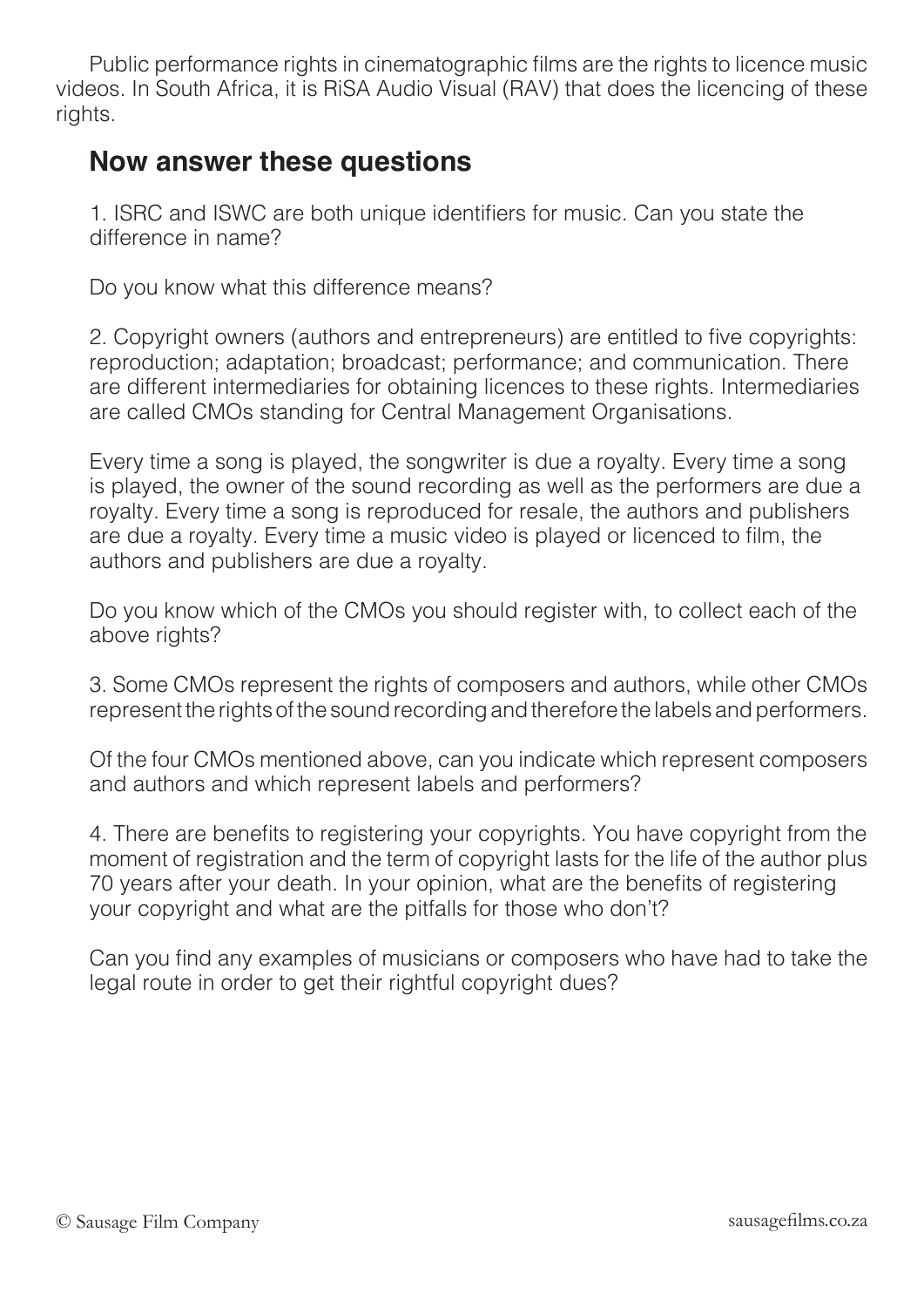Public performance rights in cinematographic films are the rights to licence music videos. In South Africa, it is RiSA Audio Visual (RAV) that does the licencing of these rights.

## Now answer these questions

1. ISRC and ISWC are both unique identifiers for music. Can you state the difference in name?

Do you know what this difference means?

2. Copyright owners (authors and entrepreneurs) are entitled to five copyrights: reproduction; adaptation; broadcast; performance; and communication. There are different intermediaries for obtaining licences to these rights. Intermediaries are called CMOs standing for Central Management Organisations.

Every time a song is played, the songwriter is due a royalty. Every time a song is played, the owner of the sound recording as well as the performers are due a royalty. Every time a song is reproduced for resale, the authors and publishers are due a royalty. Every time a music video is played or licenced to film, the authors and publishers are due a royalty.

Do you know which of the CMOs you should register with, to collect each of the above rights?

3. Some CMOs represent the rights of composers and authors, while other CMOs represent the rights of the sound recording and therefore the labels and performers.

Of the four CMOs mentioned above, can you indicate which represent composers and authors and which represent labels and performers?

4. There are benefits to registering your copyrights. You have copyright from the moment of registration and the term of copyright lasts for the life of the author plus 70 years after your death. In your opinion, what are the benefits of registering your copyright and what are the pitfalls for those who don't?

Can you find any examples of musicians or composers who have had to take the legal route in order to get their rightful copyright dues?